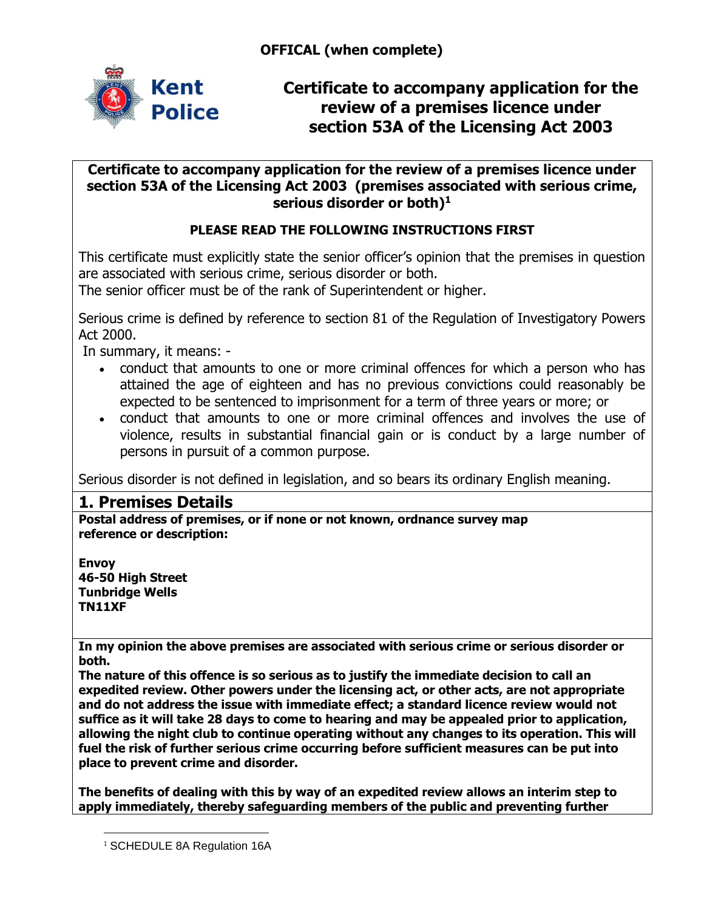**OFFICAL (when complete)**

**Kent Police**

# Certificate to accompany application for the review of a premises licence under section 53A of the Licensing Act 2003

**Certificate to accompany application for the review of a premises licence under section 53A of the Licensing Act 2003 (premises associated with serious crime, serious disorder or both)[1]**

**PLEASE READ THE FOLLOWING INSTRUCTIONS FIRST**

This certificate must explicitly state the senior officer's opinion that the premises in question are associated with serious crime, serious disorder or both.
The senior officer must be of the rank of Superintendent or higher.

Serious crime is defined by reference to section 81 of the Regulation of Investigatory Powers Act 2000.
In summary, it means: -

- conduct that amounts to one or more criminal offences for which a person who has attained the age of eighteen and has no previous convictions could reasonably be expected to be sentenced to imprisonment for a term of three years or more; or
- conduct that amounts to one or more criminal offences and involves the use of violence, results in substantial financial gain or is conduct by a large number of persons in pursuit of a common purpose.

Serious disorder is not defined in legislation, and so bears its ordinary English meaning.

## 1. Premises Details

**Postal address of premises, or if none or not known, ordnance survey map reference or description:**

**Envoy**
**46-50 High Street**
**Tunbridge Wells**
**TN11XF**

**In my opinion the above premises are associated with serious crime or serious disorder or both.**
**The nature of this offence is so serious as to justify the immediate decision to call an expedited review. Other powers under the licensing act, or other acts, are not appropriate and do not address the issue with immediate effect; a standard licence review would not suffice as it will take 28 days to come to hearing and may be appealed prior to application, allowing the night club to continue operating without any changes to its operation. This will fuel the risk of further serious crime occurring before sufficient measures can be put into place to prevent crime and disorder.**

**The benefits of dealing with this by way of an expedited review allows an interim step to apply immediately, thereby safeguarding members of the public and preventing further**

[1] SCHEDULE 8A Regulation 16A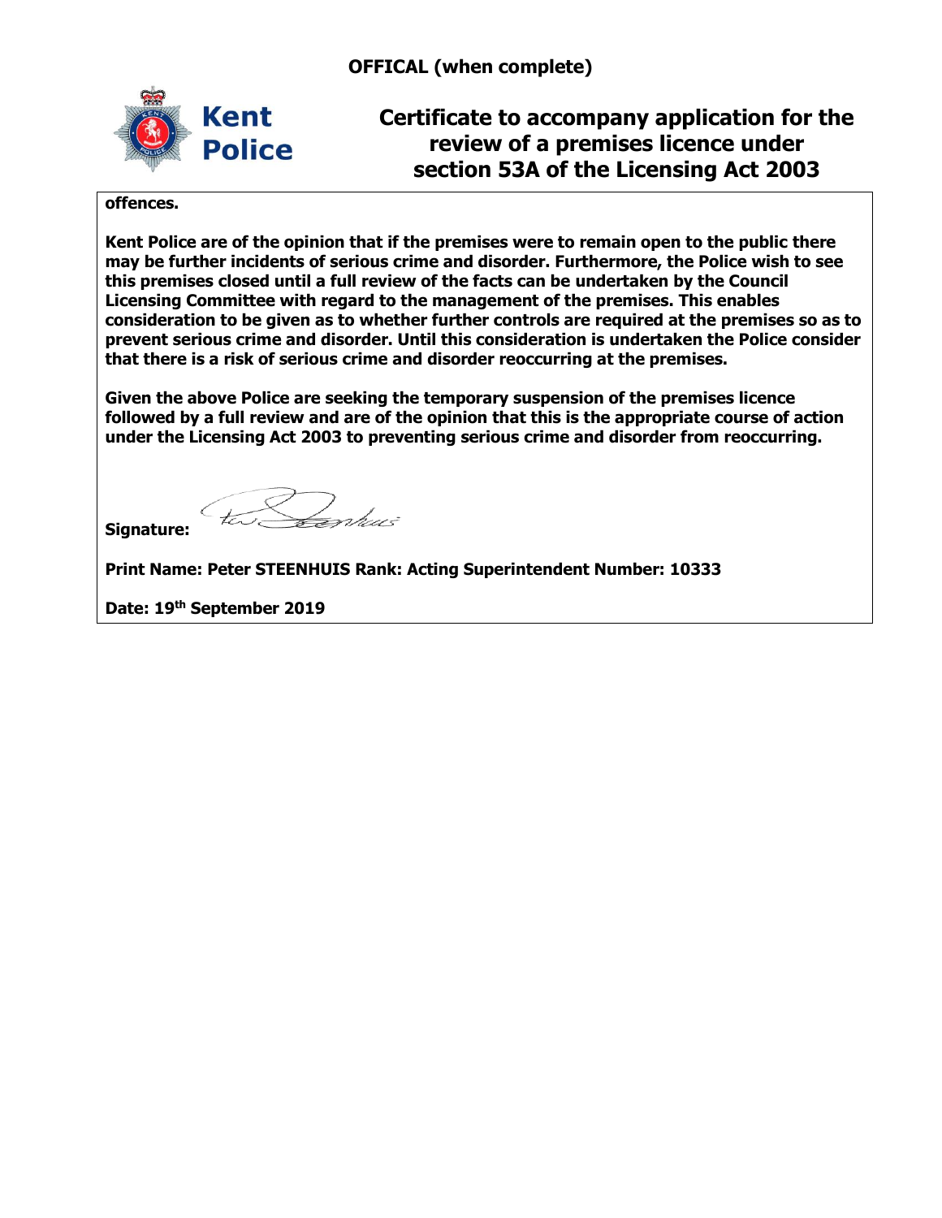**OFFICAL (when complete)**

**Kent Police**

# Certificate to accompany application for the review of a premises licence under section 53A of the Licensing Act 2003

**offences.**

**Kent Police are of the opinion that if the premises were to remain open to the public there may be further incidents of serious crime and disorder. Furthermore, the Police wish to see this premises closed until a full review of the facts can be undertaken by the Council Licensing Committee with regard to the management of the premises. This enables consideration to be given as to whether further controls are required at the premises so as to prevent serious crime and disorder. Until this consideration is undertaken the Police consider that there is a risk of serious crime and disorder reoccurring at the premises.**

**Given the above Police are seeking the temporary suspension of the premises licence followed by a full review and are of the opinion that this is the appropriate course of action under the Licensing Act 2003 to preventing serious crime and disorder from reoccurring.**

**Signature:**

**Print Name: Peter STEENHUIS Rank: Acting Superintendent Number: 10333**

**Date: 19th September 2019**